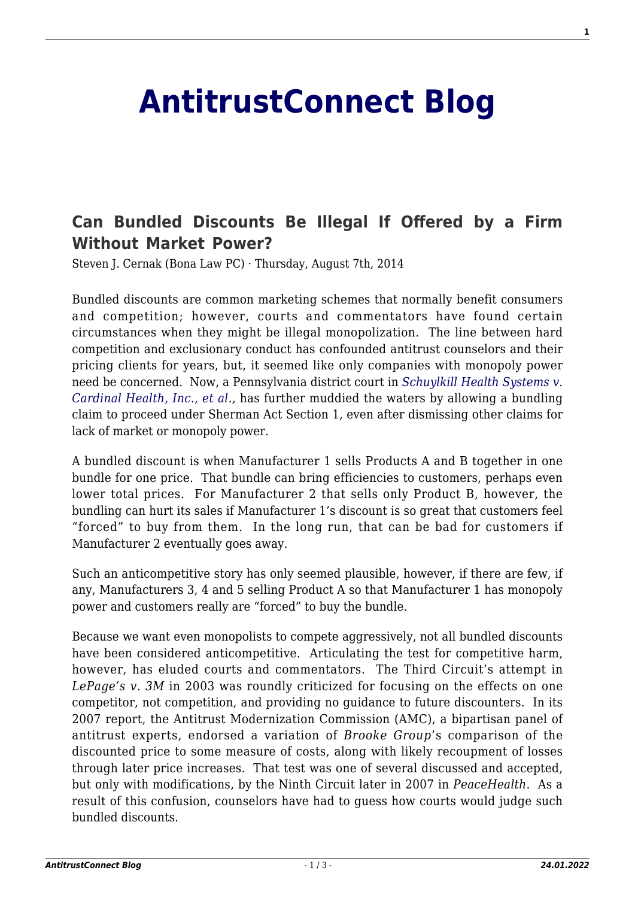# AntitrustConnect Blog

## Can Bundled Discounts Be Illegal If Offered by a Firm Without Market Power?

Steven J. Cernak (Bona Law PC) · Thursday, August 7th, 2014

Bundled discounts are common marketing schemes that normally benefit consumers and competition; however, courts and commentators have found certain circumstances when they might be illegal monopolization. The line between hard competition and exclusionary conduct has confounded antitrust counselors and their pricing clients for years, but, it seemed like only companies with monopoly power need be concerned. Now, a Pennsylvania district court in *Schuylkill Health Systems v. Cardinal Health, Inc., et al.*, has further muddied the waters by allowing a bundling claim to proceed under Sherman Act Section 1, even after dismissing other claims for lack of market or monopoly power.

A bundled discount is when Manufacturer 1 sells Products A and B together in one bundle for one price. That bundle can bring efficiencies to customers, perhaps even lower total prices. For Manufacturer 2 that sells only Product B, however, the bundling can hurt its sales if Manufacturer 1's discount is so great that customers feel "forced" to buy from them. In the long run, that can be bad for customers if Manufacturer 2 eventually goes away.

Such an anticompetitive story has only seemed plausible, however, if there are few, if any, Manufacturers 3, 4 and 5 selling Product A so that Manufacturer 1 has monopoly power and customers really are "forced" to buy the bundle.

Because we want even monopolists to compete aggressively, not all bundled discounts have been considered anticompetitive. Articulating the test for competitive harm, however, has eluded courts and commentators. The Third Circuit's attempt in *LePage's v. 3M* in 2003 was roundly criticized for focusing on the effects on one competitor, not competition, and providing no guidance to future discounters. In its 2007 report, the Antitrust Modernization Commission (AMC), a bipartisan panel of antitrust experts, endorsed a variation of *Brooke Group*'s comparison of the discounted price to some measure of costs, along with likely recoupment of losses through later price increases. That test was one of several discussed and accepted, but only with modifications, by the Ninth Circuit later in 2007 in *PeaceHealth*. As a result of this confusion, counselors have had to guess how courts would judge such bundled discounts.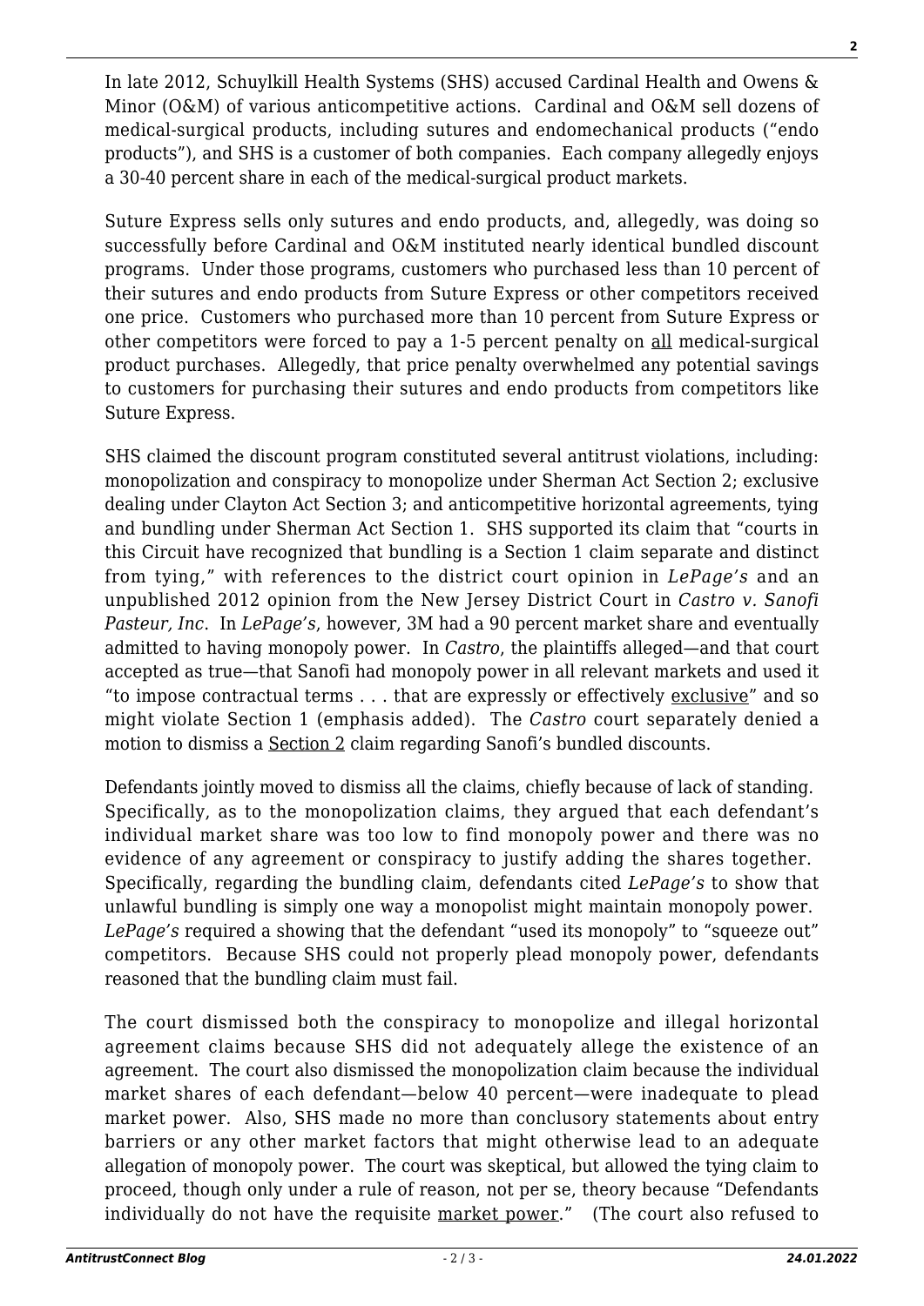In late 2012, Schuylkill Health Systems (SHS) accused Cardinal Health and Owens & Minor (O&M) of various anticompetitive actions. Cardinal and O&M sell dozens of medical-surgical products, including sutures and endomechanical products ("endo products"), and SHS is a customer of both companies. Each company allegedly enjoys a 30-40 percent share in each of the medical-surgical product markets.

Suture Express sells only sutures and endo products, and, allegedly, was doing so successfully before Cardinal and O&M instituted nearly identical bundled discount programs. Under those programs, customers who purchased less than 10 percent of their sutures and endo products from Suture Express or other competitors received one price. Customers who purchased more than 10 percent from Suture Express or other competitors were forced to pay a 1-5 percent penalty on all medical-surgical product purchases. Allegedly, that price penalty overwhelmed any potential savings to customers for purchasing their sutures and endo products from competitors like Suture Express.

SHS claimed the discount program constituted several antitrust violations, including: monopolization and conspiracy to monopolize under Sherman Act Section 2; exclusive dealing under Clayton Act Section 3; and anticompetitive horizontal agreements, tying and bundling under Sherman Act Section 1. SHS supported its claim that "courts in this Circuit have recognized that bundling is a Section 1 claim separate and distinct from tying," with references to the district court opinion in *LePage's* and an unpublished 2012 opinion from the New Jersey District Court in *Castro v. Sanofi Pasteur, Inc*. In *LePage's*, however, 3M had a 90 percent market share and eventually admitted to having monopoly power. In *Castro*, the plaintiffs alleged—and that court accepted as true—that Sanofi had monopoly power in all relevant markets and used it "to impose contractual terms . . . that are expressly or effectively exclusive" and so might violate Section 1 (emphasis added). The *Castro* court separately denied a motion to dismiss a Section 2 claim regarding Sanofi's bundled discounts.

Defendants jointly moved to dismiss all the claims, chiefly because of lack of standing. Specifically, as to the monopolization claims, they argued that each defendant's individual market share was too low to find monopoly power and there was no evidence of any agreement or conspiracy to justify adding the shares together. Specifically, regarding the bundling claim, defendants cited *LePage's* to show that unlawful bundling is simply one way a monopolist might maintain monopoly power. *LePage's* required a showing that the defendant "used its monopoly" to "squeeze out" competitors. Because SHS could not properly plead monopoly power, defendants reasoned that the bundling claim must fail.

The court dismissed both the conspiracy to monopolize and illegal horizontal agreement claims because SHS did not adequately allege the existence of an agreement. The court also dismissed the monopolization claim because the individual market shares of each defendant—below 40 percent—were inadequate to plead market power. Also, SHS made no more than conclusory statements about entry barriers or any other market factors that might otherwise lead to an adequate allegation of monopoly power. The court was skeptical, but allowed the tying claim to proceed, though only under a rule of reason, not per se, theory because "Defendants individually do not have the requisite market power." (The court also refused to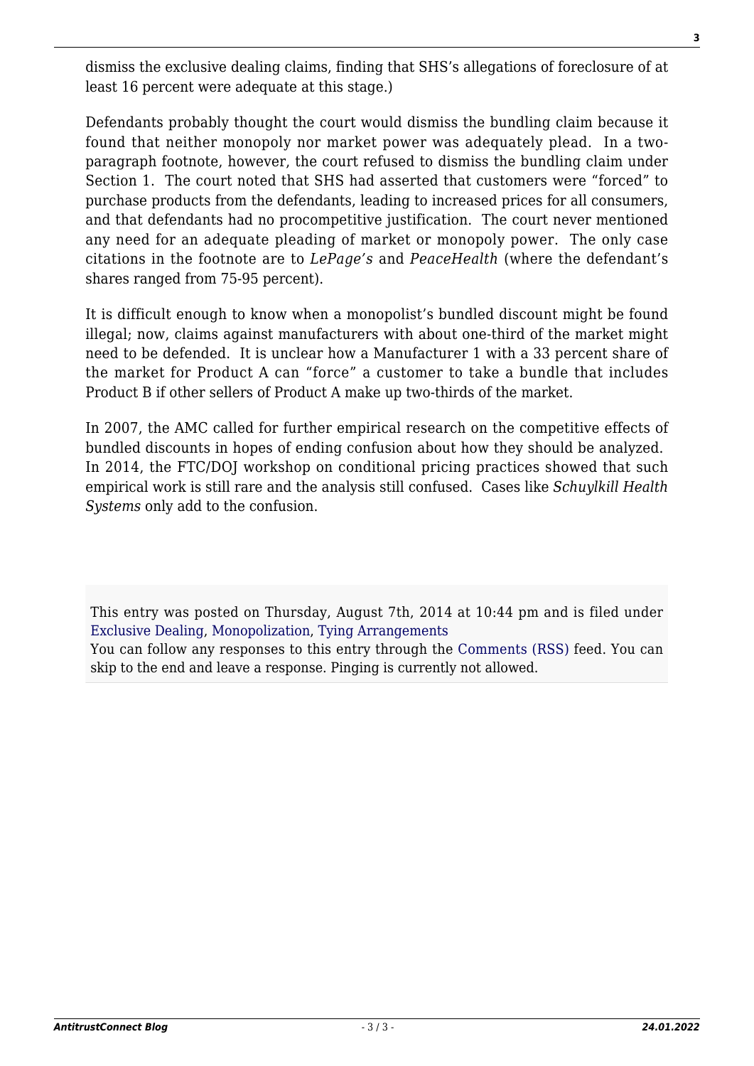dismiss the exclusive dealing claims, finding that SHS's allegations of foreclosure of at least 16 percent were adequate at this stage.)

Defendants probably thought the court would dismiss the bundling claim because it found that neither monopoly nor market power was adequately plead. In a two-paragraph footnote, however, the court refused to dismiss the bundling claim under Section 1. The court noted that SHS had asserted that customers were "forced" to purchase products from the defendants, leading to increased prices for all consumers, and that defendants had no procompetitive justification. The court never mentioned any need for an adequate pleading of market or monopoly power. The only case citations in the footnote are to *LePage's* and *PeaceHealth* (where the defendant's shares ranged from 75-95 percent).

It is difficult enough to know when a monopolist's bundled discount might be found illegal; now, claims against manufacturers with about one-third of the market might need to be defended. It is unclear how a Manufacturer 1 with a 33 percent share of the market for Product A can "force" a customer to take a bundle that includes Product B if other sellers of Product A make up two-thirds of the market.

In 2007, the AMC called for further empirical research on the competitive effects of bundled discounts in hopes of ending confusion about how they should be analyzed. In 2014, the FTC/DOJ workshop on conditional pricing practices showed that such empirical work is still rare and the analysis still confused. Cases like *Schuylkill Health Systems* only add to the confusion.

This entry was posted on Thursday, August 7th, 2014 at 10:44 pm and is filed under Exclusive Dealing, Monopolization, Tying Arrangements
You can follow any responses to this entry through the Comments (RSS) feed. You can skip to the end and leave a response. Pinging is currently not allowed.